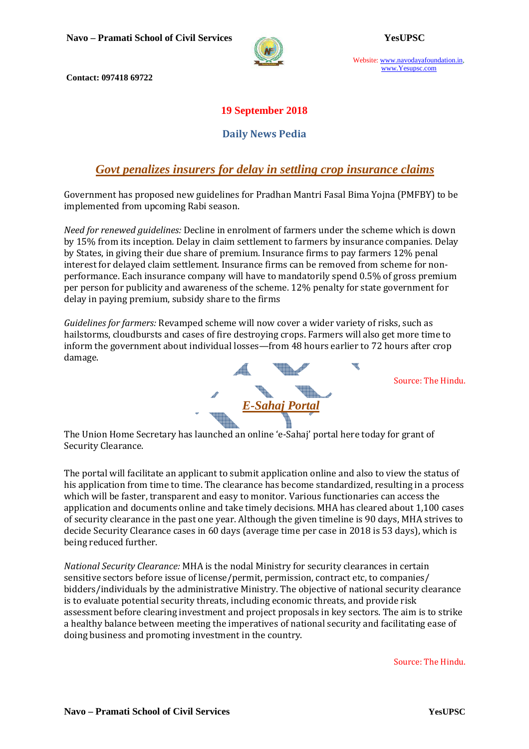19 September 2018

**Daily News Pedia**

## *Govt penalizes insurers for delay in settling crop insurance claims*

Government has proposed new guidelines for Pradhan Mantri Fasal Bima Yojna (PMFBY) to be implemented from upcoming Rabi season.

*Need for renewed guidelines:* Decline in enrolment of farmers under the scheme which is down by 15% from its inception. Delay in claim settlement to farmers by insurance companies. Delay by States, in giving their due share of premium. Insurance firms to pay farmers 12% penal interest for delayed claim settlement. Insurance firms can be removed from scheme for non-performance. Each insurance company will have to mandatorily spend 0.5% of gross premium per person for publicity and awareness of the scheme. 12% penalty for state government for delay in paying premium, subsidy share to the firms

*Guidelines for farmers:* Revamped scheme will now cover a wider variety of risks, such as hailstorms, cloudbursts and cases of fire destroying crops. Farmers will also get more time to inform the government about individual losses—from 48 hours earlier to 72 hours after crop damage.

Source: The Hindu.

## *E-Sahaj Portal*

The Union Home Secretary has launched an online 'e-Sahaj' portal here today for grant of Security Clearance.

The portal will facilitate an applicant to submit application online and also to view the status of his application from time to time. The clearance has become standardized, resulting in a process which will be faster, transparent and easy to monitor. Various functionaries can access the application and documents online and take timely decisions. MHA has cleared about 1,100 cases of security clearance in the past one year. Although the given timeline is 90 days, MHA strives to decide Security Clearance cases in 60 days (average time per case in 2018 is 53 days), which is being reduced further.

*National Security Clearance:* MHA is the nodal Ministry for security clearances in certain sensitive sectors before issue of license/permit, permission, contract etc, to companies/bidders/individuals by the administrative Ministry. The objective of national security clearance is to evaluate potential security threats, including economic threats, and provide risk assessment before clearing investment and project proposals in key sectors. The aim is to strike a healthy balance between meeting the imperatives of national security and facilitating ease of doing business and promoting investment in the country.

Source: The Hindu.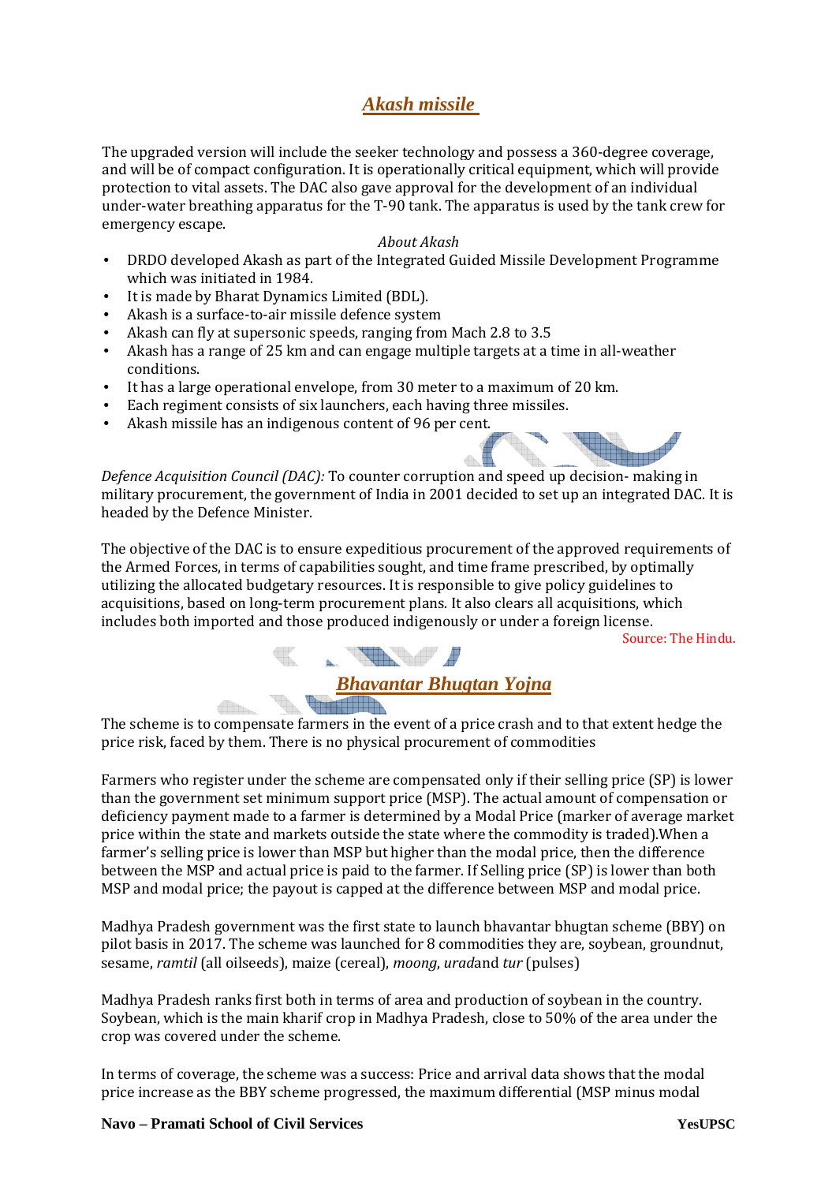## *Akash missile*

The upgraded version will include the seeker technology and possess a 360-degree coverage, and will be of compact configuration. It is operationally critical equipment, which will provide protection to vital assets. The DAC also gave approval for the development of an individual under-water breathing apparatus for the T-90 tank. The apparatus is used by the tank crew for emergency escape.

*About Akash*

- DRDO developed Akash as part of the Integrated Guided Missile Development Programme which was initiated in 1984.
- It is made by Bharat Dynamics Limited (BDL).
- Akash is a surface-to-air missile defence system
- Akash can fly at supersonic speeds, ranging from Mach 2.8 to 3.5
- Akash has a range of 25 km and can engage multiple targets at a time in all-weather conditions.
- It has a large operational envelope, from 30 meter to a maximum of 20 km.
- Each regiment consists of six launchers, each having three missiles.
- Akash missile has an indigenous content of 96 per cent.

*Defence Acquisition Council (DAC):* To counter corruption and speed up decision- making in military procurement, the government of India in 2001 decided to set up an integrated DAC. It is headed by the Defence Minister.

The objective of the DAC is to ensure expeditious procurement of the approved requirements of the Armed Forces, in terms of capabilities sought, and time frame prescribed, by optimally utilizing the allocated budgetary resources. It is responsible to give policy guidelines to acquisitions, based on long-term procurement plans. It also clears all acquisitions, which includes both imported and those produced indigenously or under a foreign license.

Source: The Hindu.

## *Bhavantar Bhugtan Yojna*

The scheme is to compensate farmers in the event of a price crash and to that extent hedge the price risk, faced by them. There is no physical procurement of commodities

Farmers who register under the scheme are compensated only if their selling price (SP) is lower than the government set minimum support price (MSP). The actual amount of compensation or deficiency payment made to a farmer is determined by a Modal Price (marker of average market price within the state and markets outside the state where the commodity is traded).When a farmer's selling price is lower than MSP but higher than the modal price, then the difference between the MSP and actual price is paid to the farmer. If Selling price (SP) is lower than both MSP and modal price; the payout is capped at the difference between MSP and modal price.

Madhya Pradesh government was the first state to launch bhavantar bhugtan scheme (BBY) on pilot basis in 2017. The scheme was launched for 8 commodities they are, soybean, groundnut, sesame, *ramtil* (all oilseeds), maize (cereal), *moong*, *urad*and *tur* (pulses)

Madhya Pradesh ranks first both in terms of area and production of soybean in the country. Soybean, which is the main kharif crop in Madhya Pradesh, close to 50% of the area under the crop was covered under the scheme.

In terms of coverage, the scheme was a success: Price and arrival data shows that the modal price increase as the BBY scheme progressed, the maximum differential (MSP minus modal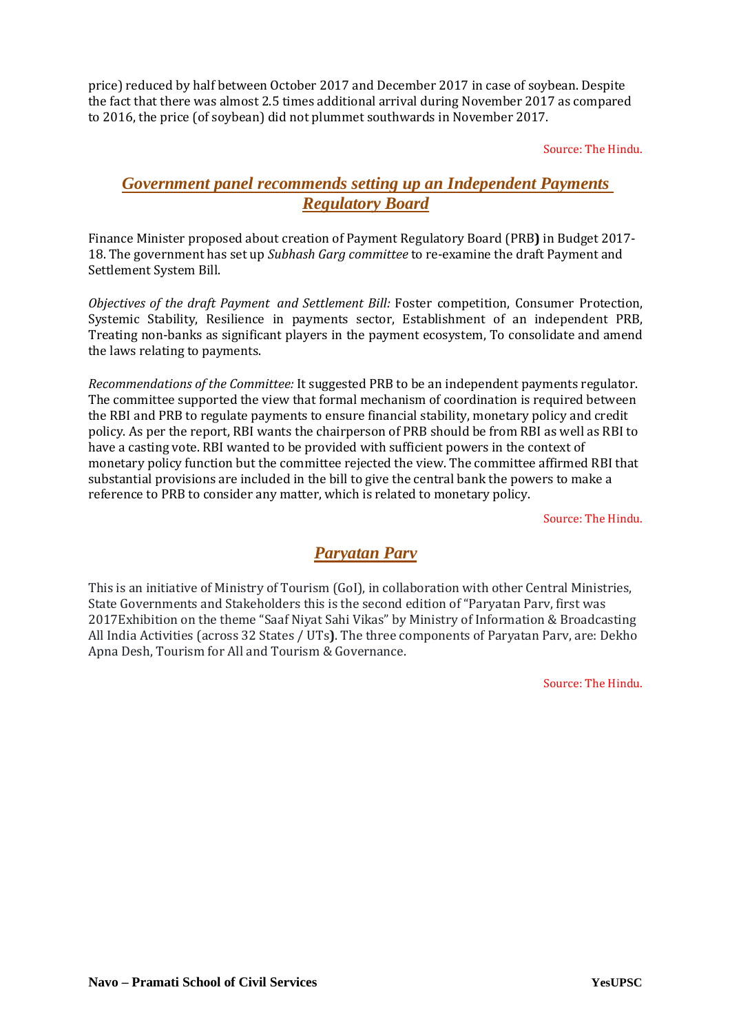price) reduced by half between October 2017 and December 2017 in case of soybean. Despite the fact that there was almost 2.5 times additional arrival during November 2017 as compared to 2016, the price (of soybean) did not plummet southwards in November 2017.

Source: The Hindu.

## ***Government panel recommends setting up an Independent Payments Regulatory Board***

Finance Minister proposed about creation of Payment Regulatory Board (PRB**)** in Budget 2017-18. The government has set up *Subhash Garg committee* to re-examine the draft Payment and Settlement System Bill.

*Objectives of the draft Payment and Settlement Bill:* Foster competition, Consumer Protection, Systemic Stability, Resilience in payments sector, Establishment of an independent PRB, Treating non-banks as significant players in the payment ecosystem, To consolidate and amend the laws relating to payments.

*Recommendations of the Committee:* It suggested PRB to be an independent payments regulator. The committee supported the view that formal mechanism of coordination is required between the RBI and PRB to regulate payments to ensure financial stability, monetary policy and credit policy. As per the report, RBI wants the chairperson of PRB should be from RBI as well as RBI to have a casting vote. RBI wanted to be provided with sufficient powers in the context of monetary policy function but the committee rejected the view. The committee affirmed RBI that substantial provisions are included in the bill to give the central bank the powers to make a reference to PRB to consider any matter, which is related to monetary policy.

Source: The Hindu.

## ***Paryatan Parv***

This is an initiative of Ministry of Tourism (GoI), in collaboration with other Central Ministries, State Governments and Stakeholders this is the second edition of "Paryatan Parv, first was 2017Exhibition on the theme "Saaf Niyat Sahi Vikas" by Ministry of Information & Broadcasting All India Activities (across 32 States / UTs**)**. The three components of Paryatan Parv, are: Dekho Apna Desh, Tourism for All and Tourism & Governance.

Source: The Hindu.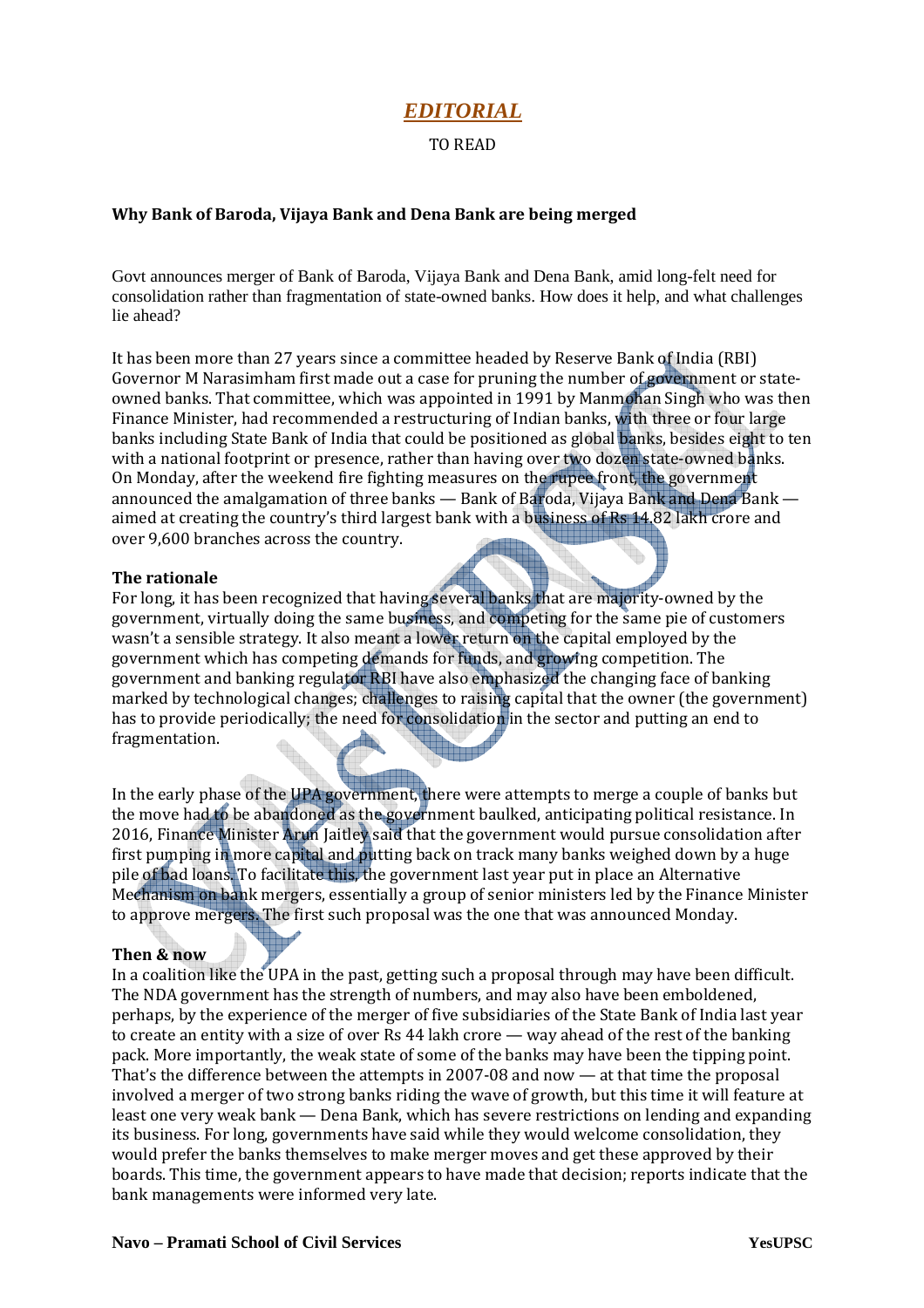# *EDITORIAL*

TO READ

**Why Bank of Baroda, Vijaya Bank and Dena Bank are being merged**

Govt announces merger of Bank of Baroda, Vijaya Bank and Dena Bank, amid long-felt need for consolidation rather than fragmentation of state-owned banks. How does it help, and what challenges lie ahead?

It has been more than 27 years since a committee headed by Reserve Bank of India (RBI) Governor M Narasimham first made out a case for pruning the number of government or state-owned banks. That committee, which was appointed in 1991 by Manmohan Singh who was then Finance Minister, had recommended a restructuring of Indian banks, with three or four large banks including State Bank of India that could be positioned as global banks, besides eight to ten with a national footprint or presence, rather than having over two dozen state-owned banks. On Monday, after the weekend fire fighting measures on the rupee front, the government announced the amalgamation of three banks — Bank of Baroda, Vijaya Bank and Dena Bank — aimed at creating the country's third largest bank with a business of Rs 14.82 lakh crore and over 9,600 branches across the country.

**The rationale**

For long, it has been recognized that having several banks that are majority-owned by the government, virtually doing the same business, and competing for the same pie of customers wasn't a sensible strategy. It also meant a lower return on the capital employed by the government which has competing demands for funds, and growing competition. The government and banking regulator RBI have also emphasized the changing face of banking marked by technological changes; challenges to raising capital that the owner (the government) has to provide periodically; the need for consolidation in the sector and putting an end to fragmentation.

In the early phase of the UPA government, there were attempts to merge a couple of banks but the move had to be abandoned as the government baulked, anticipating political resistance. In 2016, Finance Minister Arun Jaitley said that the government would pursue consolidation after first pumping in more capital and putting back on track many banks weighed down by a huge pile of bad loans. To facilitate this, the government last year put in place an Alternative Mechanism on bank mergers, essentially a group of senior ministers led by the Finance Minister to approve mergers. The first such proposal was the one that was announced Monday.

**Then & now**

In a coalition like the UPA in the past, getting such a proposal through may have been difficult. The NDA government has the strength of numbers, and may also have been emboldened, perhaps, by the experience of the merger of five subsidiaries of the State Bank of India last year to create an entity with a size of over Rs 44 lakh crore — way ahead of the rest of the banking pack. More importantly, the weak state of some of the banks may have been the tipping point. That's the difference between the attempts in 2007-08 and now — at that time the proposal involved a merger of two strong banks riding the wave of growth, but this time it will feature at least one very weak bank — Dena Bank, which has severe restrictions on lending and expanding its business. For long, governments have said while they would welcome consolidation, they would prefer the banks themselves to make merger moves and get these approved by their boards. This time, the government appears to have made that decision; reports indicate that the bank managements were informed very late.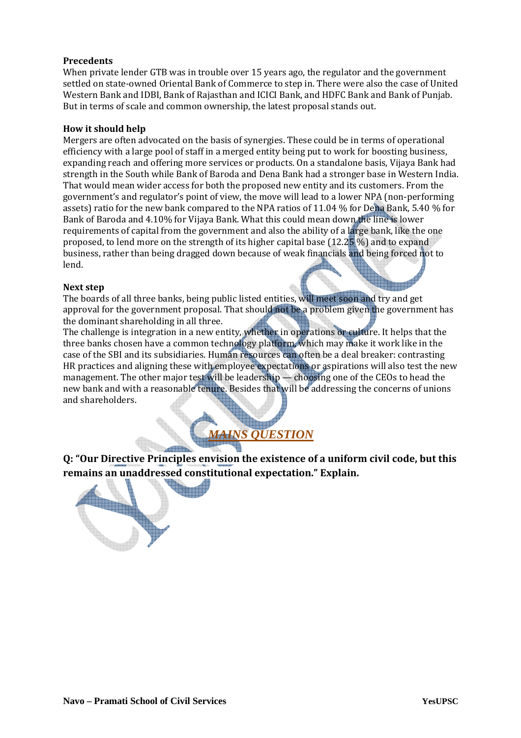### Precedents

When private lender GTB was in trouble over 15 years ago, the regulator and the government settled on state-owned Oriental Bank of Commerce to step in. There were also the case of United Western Bank and IDBI, Bank of Rajasthan and ICICI Bank, and HDFC Bank and Bank of Punjab. But in terms of scale and common ownership, the latest proposal stands out.

### How it should help

Mergers are often advocated on the basis of synergies. These could be in terms of operational efficiency with a large pool of staff in a merged entity being put to work for boosting business, expanding reach and offering more services or products. On a standalone basis, Vijaya Bank had strength in the South while Bank of Baroda and Dena Bank had a stronger base in Western India. That would mean wider access for both the proposed new entity and its customers. From the government's and regulator's point of view, the move will lead to a lower NPA (non-performing assets) ratio for the new bank compared to the NPA ratios of 11.04 % for Dena Bank, 5.40 % for Bank of Baroda and 4.10% for Vijaya Bank. What this could mean down the line is lower requirements of capital from the government and also the ability of a large bank, like the one proposed, to lend more on the strength of its higher capital base (12.25 %) and to expand business, rather than being dragged down because of weak financials and being forced not to lend.

### Next step

The boards of all three banks, being public listed entities, will meet soon and try and get approval for the government proposal. That should not be a problem given the government has the dominant shareholding in all three.

The challenge is integration in a new entity, whether in operations or culture. It helps that the three banks chosen have a common technology platform, which may make it work like in the case of the SBI and its subsidiaries. Human resources can often be a deal breaker: contrasting HR practices and aligning these with employee expectations or aspirations will also test the new management. The other major test will be leadership — choosing one of the CEOs to head the new bank and with a reasonable tenure. Besides that will be addressing the concerns of unions and shareholders.

## *MAINS QUESTION*

**Q: "Our Directive Principles envision the existence of a uniform civil code, but this remains an unaddressed constitutional expectation." Explain.**